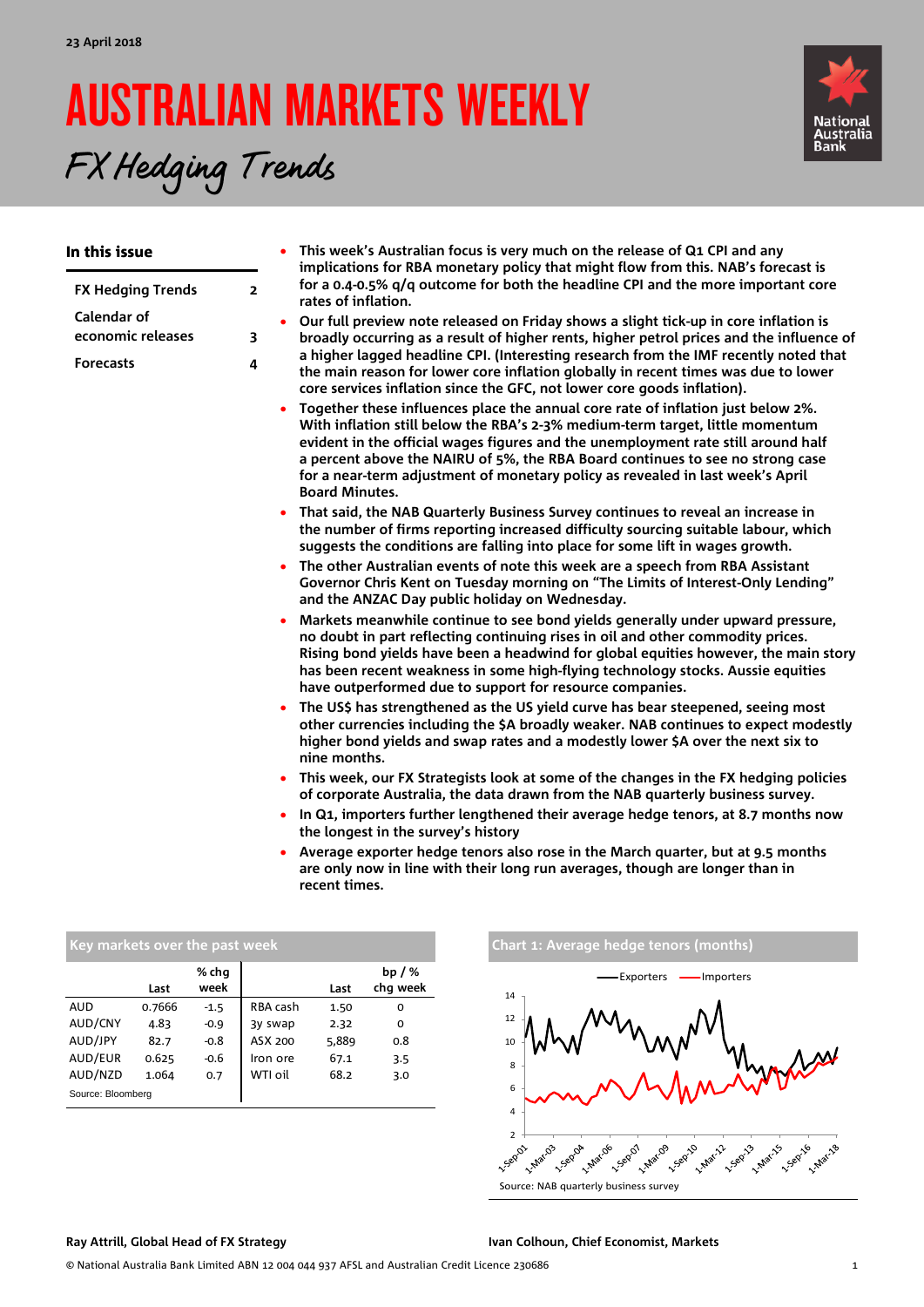23 April 2018

# AUSTRALIAN MARKETS WEEKLY

## *FX Hedging Trends*

### In this issue

| | |
|---|---|
| FX Hedging Trends | 2 |
| Calendar of economic releases | 3 |
| Forecasts | 4 |

- **This week's Australian focus is very much on the release of Q1 CPI and any implications for RBA monetary policy that might flow from this. NAB's forecast is for a 0.4-0.5% q/q outcome for both the headline CPI and the more important core rates of inflation.**
- **Our full preview note released on Friday shows a slight tick-up in core inflation is broadly occurring as a result of higher rents, higher petrol prices and the influence of a higher lagged headline CPI. (Interesting research from the IMF recently noted that the main reason for lower core inflation globally in recent times was due to lower core services inflation since the GFC, not lower core goods inflation).**
- **Together these influences place the annual core rate of inflation just below 2%. With inflation still below the RBA's 2-3% medium-term target, little momentum evident in the official wages figures and the unemployment rate still around half a percent above the NAIRU of 5%, the RBA Board continues to see no strong case for a near-term adjustment of monetary policy as revealed in last week's April Board Minutes.**
- **That said, the NAB Quarterly Business Survey continues to reveal an increase in the number of firms reporting increased difficulty sourcing suitable labour, which suggests the conditions are falling into place for some lift in wages growth.**
- **The other Australian events of note this week are a speech from RBA Assistant Governor Chris Kent on Tuesday morning on "The Limits of Interest-Only Lending" and the ANZAC Day public holiday on Wednesday.**
- **Markets meanwhile continue to see bond yields generally under upward pressure, no doubt in part reflecting continuing rises in oil and other commodity prices. Rising bond yields have been a headwind for global equities however, the main story has been recent weakness in some high-flying technology stocks. Aussie equities have outperformed due to support for resource companies.**
- **The US$ has strengthened as the US yield curve has bear steepened, seeing most other currencies including the $A broadly weaker. NAB continues to expect modestly higher bond yields and swap rates and a modestly lower $A over the next six to nine months.**
- **This week, our FX Strategists look at some of the changes in the FX hedging policies of corporate Australia, the data drawn from the NAB quarterly business survey.**
- **In Q1, importers further lengthened their average hedge tenors, at 8.7 months now the longest in the survey's history**
- **Average exporter hedge tenors also rose in the March quarter, but at 9.5 months are only now in line with their long run averages, though are longer than in recent times.**

### Key markets over the past week

| | Last | % chg week | | Last | bp / % chg week |
|---|---|---|---|---|---|
| AUD | 0.7666 | -1.5 | RBA cash | 1.50 | 0 |
| AUD/CNY | 4.83 | -0.9 | 3y swap | 2.32 | 0 |
| AUD/JPY | 82.7 | -0.8 | ASX 200 | 5,889 | 0.8 |
| AUD/EUR | 0.625 | -0.6 | Iron ore | 67.1 | 3.5 |
| AUD/NZD | 1.064 | 0.7 | WTI oil | 68.2 | 3.0 |

Source: Bloomberg

### Chart 1: Average hedge tenors (months)

Source: NAB quarterly business survey

**Ray Attrill, Global Head of FX Strategy**

**Ivan Colhoun, Chief Economist, Markets**

© National Australia Bank Limited ABN 12 004 044 937 AFSL and Australian Credit Licence 230686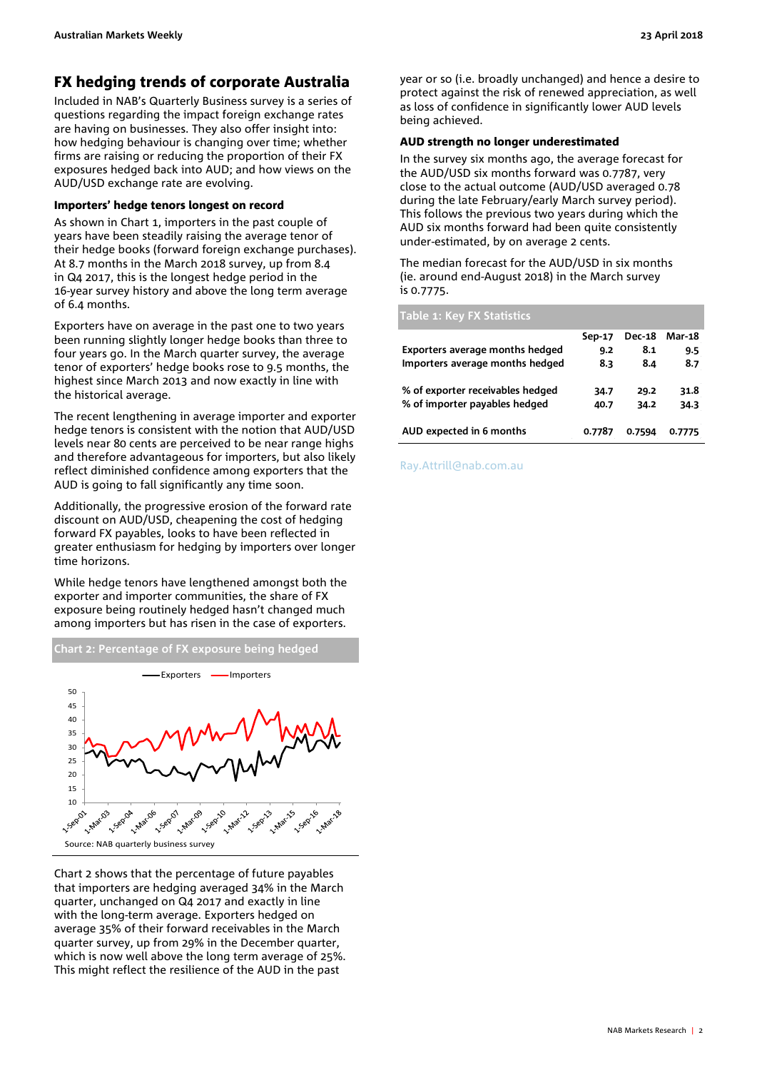## FX hedging trends of corporate Australia

Included in NAB's Quarterly Business survey is a series of questions regarding the impact foreign exchange rates are having on businesses. They also offer insight into: how hedging behaviour is changing over time; whether firms are raising or reducing the proportion of their FX exposures hedged back into AUD; and how views on the AUD/USD exchange rate are evolving.

### Importers' hedge tenors longest on record

As shown in Chart 1, importers in the past couple of years have been steadily raising the average tenor of their hedge books (forward foreign exchange purchases). At 8.7 months in the March 2018 survey, up from 8.4 in Q4 2017, this is the longest hedge period in the 16-year survey history and above the long term average of 6.4 months.

Exporters have on average in the past one to two years been running slightly longer hedge books than three to four years go. In the March quarter survey, the average tenor of exporters' hedge books rose to 9.5 months, the highest since March 2013 and now exactly in line with the historical average.

The recent lengthening in average importer and exporter hedge tenors is consistent with the notion that AUD/USD levels near 80 cents are perceived to be near range highs and therefore advantageous for importers, but also likely reflect diminished confidence among exporters that the AUD is going to fall significantly any time soon.

Additionally, the progressive erosion of the forward rate discount on AUD/USD, cheapening the cost of hedging forward FX payables, looks to have been reflected in greater enthusiasm for hedging by importers over longer time horizons.

While hedge tenors have lengthened amongst both the exporter and importer communities, the share of FX exposure being routinely hedged hasn't changed much among importers but has risen in the case of exporters.

**Chart 2: Percentage of FX exposure being hedged**

Source: NAB quarterly business survey

Chart 2 shows that the percentage of future payables that importers are hedging averaged 34% in the March quarter, unchanged on Q4 2017 and exactly in line with the long-term average. Exporters hedged on average 35% of their forward receivables in the March quarter survey, up from 29% in the December quarter, which is now well above the long term average of 25%. This might reflect the resilience of the AUD in the past year or so (i.e. broadly unchanged) and hence a desire to protect against the risk of renewed appreciation, as well as loss of confidence in significantly lower AUD levels being achieved.

### AUD strength no longer underestimated

In the survey six months ago, the average forecast for the AUD/USD six months forward was 0.7787, very close to the actual outcome (AUD/USD averaged 0.78 during the late February/early March survey period). This follows the previous two years during which the AUD six months forward had been quite consistently under-estimated, by on average 2 cents.

The median forecast for the AUD/USD in six months (ie. around end-August 2018) in the March survey is 0.7775.

**Table 1: Key FX Statistics**

| | Sep-17 | Dec-18 | Mar-18 |
|---|---|---|---|
| Exporters average months hedged | 9.2 | 8.1 | 9.5 |
| Importers average months hedged | 8.3 | 8.4 | 8.7 |
| % of exporter receivables hedged | 34.7 | 29.2 | 31.8 |
| % of importer payables hedged | 40.7 | 34.2 | 34.3 |
| AUD expected in 6 months | 0.7787 | 0.7594 | 0.7775 |

Ray.Attrill@nab.com.au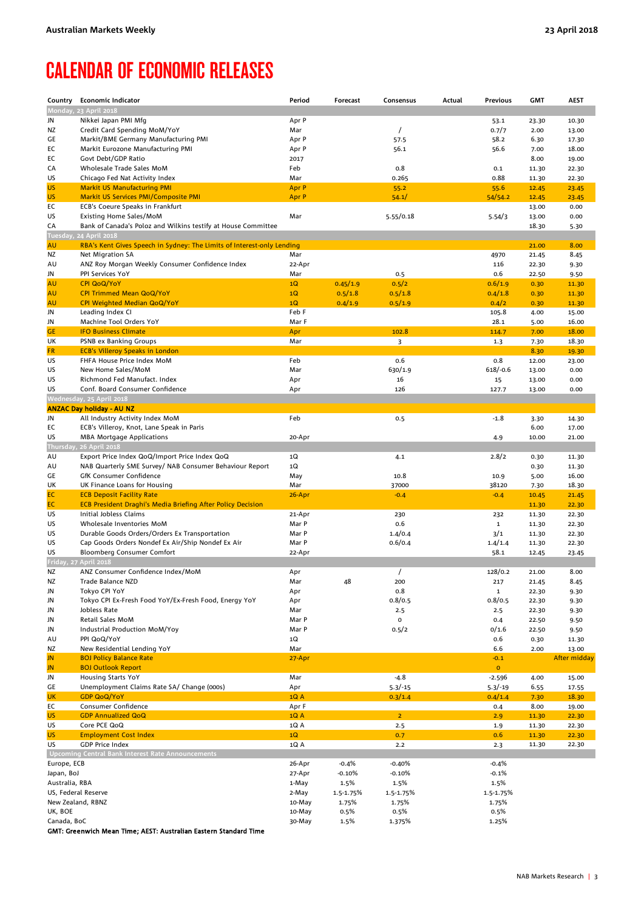# CALENDAR OF ECONOMIC RELEASES

| Country | Economic Indicator | Period | Forecast | Consensus | Actual | Previous | GMT | AEST |
|---|---|---|---|---|---|---|---|---|
| **Monday, 23 April 2018** | | | | | | | | |
| JN | Nikkei Japan PMI Mfg | Apr P | | | | 53.1 | 23.30 | 10.30 |
| NZ | Credit Card Spending MoM/YoY | Mar | | / | | 0.7/7 | 2.00 | 13.00 |
| GE | Markit/BME Germany Manufacturing PMI | Apr P | | 57.5 | | 58.2 | 6.30 | 17.30 |
| EC | Markit Eurozone Manufacturing PMI | Apr P | | 56.1 | | 56.6 | 7.00 | 18.00 |
| EC | Govt Debt/GDP Ratio | 2017 | | | | | 8.00 | 19.00 |
| CA | Wholesale Trade Sales MoM | Feb | | 0.8 | | 0.1 | 11.30 | 22.30 |
| US | Chicago Fed Nat Activity Index | Mar | | 0.265 | | 0.88 | 11.30 | 22.30 |
| US | Markit US Manufacturing PMI | Apr P | | 55.2 | | 55.6 | 12.45 | 23.45 |
| US | Markit US Services PMI/Composite PMI | Apr P | | 54.1/ | | 54/54.2 | 12.45 | 23.45 |
| EC | ECB's Coeure Speaks in Frankfurt | | | | | | 13.00 | 0.00 |
| US | Existing Home Sales/MoM | Mar | | 5.55/0.18 | | 5.54/3 | 13.00 | 0.00 |
| CA | Bank of Canada's Poloz and Wilkins testify at House Committee | | | | | | 18.30 | 5.30 |
| **Tuesday, 24 April 2018** | | | | | | | | |
| AU | RBA's Kent Gives Speech in Sydney: The Limits of Interest-only Lending | | | | | | 21.00 | 8.00 |
| NZ | Net Migration SA | Mar | | | | 4970 | 21.45 | 8.45 |
| AU | ANZ Roy Morgan Weekly Consumer Confidence Index | 22-Apr | | | | 116 | 22.30 | 9.30 |
| JN | PPI Services YoY | Mar | | 0.5 | | 0.6 | 22.50 | 9.50 |
| AU | CPI QoQ/YoY | 1Q | 0.45/1.9 | 0.5/2 | | 0.6/1.9 | 0.30 | 11.30 |
| AU | CPI Trimmed Mean QoQ/YoY | 1Q | 0.5/1.8 | 0.5/1.8 | | 0.4/1.8 | 0.30 | 11.30 |
| AU | CPI Weighted Median QoQ/YoY | 1Q | 0.4/1.9 | 0.5/1.9 | | 0.4/2 | 0.30 | 11.30 |
| JN | Leading Index CI | Feb F | | | | 105.8 | 4.00 | 15.00 |
| JN | Machine Tool Orders YoY | Mar F | | | | 28.1 | 5.00 | 16.00 |
| GE | IFO Business Climate | Apr | | 102.8 | | 114.7 | 7.00 | 18.00 |
| UK | PSNB ex Banking Groups | Mar | | 3 | | 1.3 | 7.30 | 18.30 |
| FR | ECB's Villeroy Speaks in London | | | | | | 8.30 | 19.30 |
| US | FHFA House Price Index MoM | Feb | | 0.6 | | 0.8 | 12.00 | 23.00 |
| US | New Home Sales/MoM | Mar | | 630/1.9 | | 618/-0.6 | 13.00 | 0.00 |
| US | Richmond Fed Manufact. Index | Apr | | 16 | | 15 | 13.00 | 0.00 |
| US | Conf. Board Consumer Confidence | Apr | | 126 | | 127.7 | 13.00 | 0.00 |
| **Wednesday, 25 April 2018** | | | | | | | | |
| **ANZAC Day holiday - AU NZ** | | | | | | | | |
| JN | All Industry Activity Index MoM | Feb | | 0.5 | | -1.8 | 3.30 | 14.30 |
| EC | ECB's Villeroy, Knot, Lane Speak in Paris | | | | | | 6.00 | 17.00 |
| US | MBA Mortgage Applications | 20-Apr | | | | 4.9 | 10.00 | 21.00 |
| **Thursday, 26 April 2018** | | | | | | | | |
| AU | Export Price Index QoQ/Import Price Index QoQ | 1Q | | 4.1 | | 2.8/2 | 0.30 | 11.30 |
| AU | NAB Quarterly SME Survey/ NAB Consumer Behaviour Report | 1Q | | | | | 0.30 | 11.30 |
| GE | GfK Consumer Confidence | May | | 10.8 | | 10.9 | 5.00 | 16.00 |
| UK | UK Finance Loans for Housing | Mar | | 37000 | | 38120 | 7.30 | 18.30 |
| EC | ECB Deposit Facility Rate | 26-Apr | | -0.4 | | -0.4 | 10.45 | 21.45 |
| EC | ECB President Draghi's Media Briefing After Policy Decision | | | | | | 11.30 | 22.30 |
| US | Initial Jobless Claims | 21-Apr | | 230 | | 232 | 11.30 | 22.30 |
| US | Wholesale Inventories MoM | Mar P | | 0.6 | | 1 | 11.30 | 22.30 |
| US | Durable Goods Orders/Orders Ex Transportation | Mar P | | 1.4/0.4 | | 3/1 | 11.30 | 22.30 |
| US | Cap Goods Orders Nondef Ex Air/Ship Nondef Ex Air | Mar P | | 0.6/0.4 | | 1.4/1.4 | 11.30 | 22.30 |
| US | Bloomberg Consumer Comfort | 22-Apr | | | | 58.1 | 12.45 | 23.45 |
| **Friday, 27 April 2018** | | | | | | | | |
| NZ | ANZ Consumer Confidence Index/MoM | Apr | | / | | 128/0.2 | 21.00 | 8.00 |
| NZ | Trade Balance NZD | Mar | 48 | 200 | | 217 | 21.45 | 8.45 |
| JN | Tokyo CPI YoY | Apr | | 0.8 | | 1 | 22.30 | 9.30 |
| JN | Tokyo CPI Ex-Fresh Food YoY/Ex-Fresh Food, Energy YoY | Apr | | 0.8/0.5 | | 0.8/0.5 | 22.30 | 9.30 |
| JN | Jobless Rate | Mar | | 2.5 | | 2.5 | 22.30 | 9.30 |
| JN | Retail Sales MoM | Mar P | | 0 | | 0.4 | 22.50 | 9.50 |
| JN | Industrial Production MoM/Yoy | Mar P | | 0.5/2 | | 0/1.6 | 22.50 | 9.50 |
| AU | PPI QoQ/YoY | 1Q | | | | 0.6 | 0.30 | 11.30 |
| NZ | New Residential Lending YoY | Mar | | | | 6.6 | 2.00 | 13.00 |
| JN | BOJ Policy Balance Rate | 27-Apr | | | | -0.1 | | After midday |
| JN | BOJ Outlook Report | | | | | 0 | | |
| JN | Housing Starts YoY | Mar | | -4.8 | | -2.596 | 4.00 | 15.00 |
| GE | Unemployment Claims Rate SA/ Change (000s) | Apr | | 5.3/-15 | | 5.3/-19 | 6.55 | 17.55 |
| UK | GDP QoQ/YoY | 1Q A | | 0.3/1.4 | | 0.4/1.4 | 7.30 | 18.30 |
| EC | Consumer Confidence | Apr F | | | | 0.4 | 8.00 | 19.00 |
| US | GDP Annualized QoQ | 1Q A | | 2 | | 2.9 | 11.30 | 22.30 |
| US | Core PCE QoQ | 1Q A | | 2.5 | | 1.9 | 11.30 | 22.30 |
| US | Employment Cost Index | 1Q | | 0.7 | | 0.6 | 11.30 | 22.30 |
| US | GDP Price Index | 1Q A | | 2.2 | | 2.3 | 11.30 | 22.30 |
| **Upcoming Central Bank Interest Rate Announcements** | | | | | | | | |
| Europe, ECB | | 26-Apr | -0.4% | -0.40% | | -0.4% | | |
| Japan, BoJ | | 27-Apr | -0.10% | -0.10% | | -0.1% | | |
| Australia, RBA | | 1-May | 1.5% | 1.5% | | 1.5% | | |
| US, Federal Reserve | | 2-May | 1.5-1.75% | 1.5-1.75% | | 1.5-1.75% | | |
| New Zealand, RBNZ | | 10-May | 1.75% | 1.75% | | 1.75% | | |
| UK, BOE | | 10-May | 0.5% | 0.5% | | 0.5% | | |
| Canada, BoC | | 30-May | 1.5% | 1.375% | | 1.25% | | |

**GMT: Greenwich Mean Time; AEST: Australian Eastern Standard Time**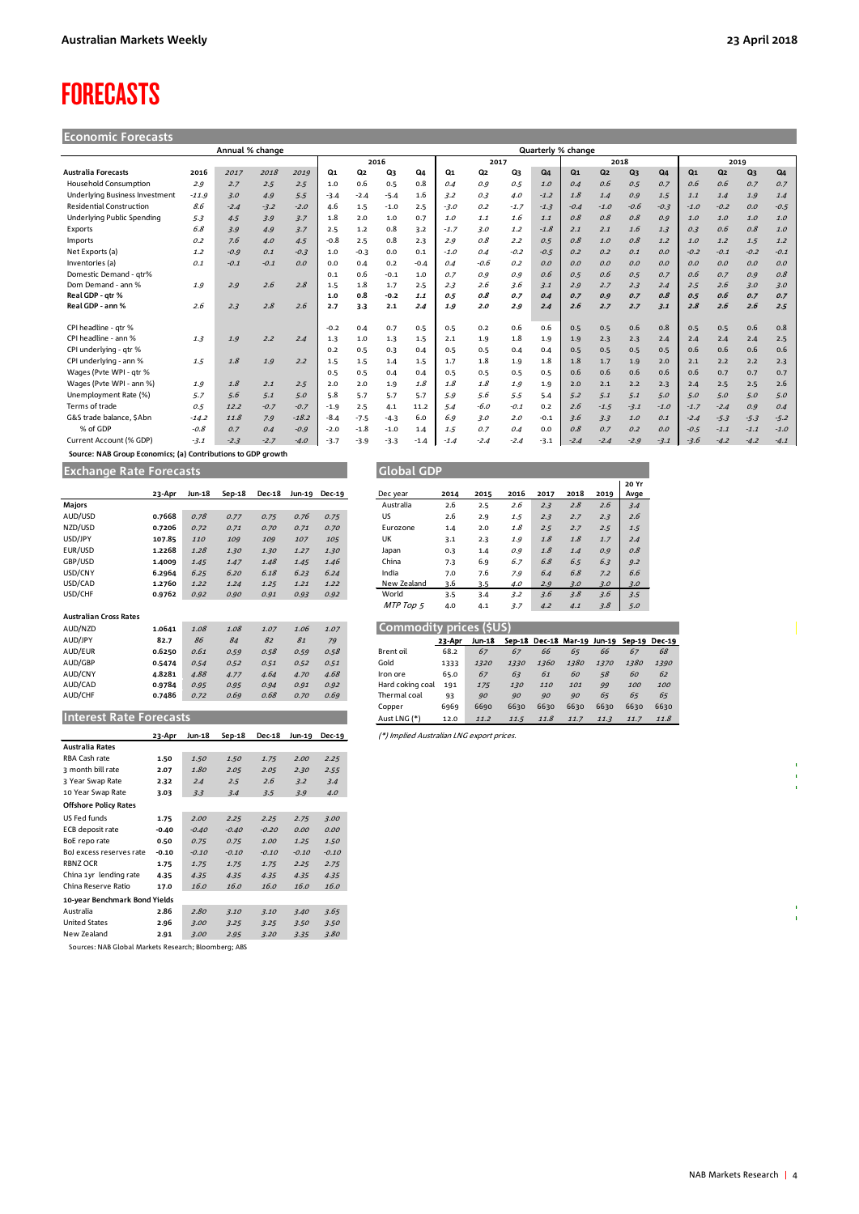# FORECASTS

## Economic Forecasts

| Australia Forecasts | Annual % change | | | | Quarterly % change | | | | | | | | | | | | | | | |
|---|---|---|---|---|---|---|---|---|---|---|---|---|---|---|---|---|---|---|---|---|
| | | | | | 2016 | | | | 2017 | | | | 2018 | | | | 2019 | | | |
| | 2016 | 2017 | 2018 | 2019 | Q1 | Q2 | Q3 | Q4 | Q1 | Q2 | Q3 | Q4 | Q1 | Q2 | Q3 | Q4 | Q1 | Q2 | Q3 | Q4 |
| Household Consumption | 2.9 | 2.7 | 2.5 | 2.5 | 1.0 | 0.6 | 0.5 | 0.8 | 0.4 | 0.9 | 0.5 | 1.0 | 0.4 | 0.6 | 0.5 | 0.7 | 0.6 | 0.6 | 0.7 | 0.7 |
| Underlying Business Investment | -11.9 | 3.0 | 4.9 | 5.5 | -3.4 | -2.4 | -5.4 | 1.6 | 3.2 | 0.3 | 4.0 | -1.2 | 1.8 | 1.4 | 0.9 | 1.5 | 1.1 | 1.4 | 1.9 | 1.4 |
| Residential Construction | 8.6 | -2.4 | -3.2 | -2.0 | 4.6 | 1.5 | -1.0 | 2.5 | -3.0 | 0.2 | -1.7 | -1.3 | -0.4 | -1.0 | -0.6 | -0.3 | -1.0 | -0.2 | 0.0 | -0.5 |
| Underlying Public Spending | 5.3 | 4.5 | 3.9 | 3.7 | 1.8 | 2.0 | 1.0 | 0.7 | 1.0 | 1.1 | 1.6 | 1.1 | 0.8 | 0.8 | 0.8 | 0.9 | 1.0 | 1.0 | 1.0 | 1.0 |
| Exports | 6.8 | 3.9 | 4.9 | 3.7 | 2.5 | 1.2 | 0.8 | 3.2 | -1.7 | 3.0 | 1.2 | -1.8 | 2.1 | 2.1 | 1.6 | 1.3 | 0.3 | 0.6 | 0.8 | 1.0 |
| Imports | 0.2 | 7.6 | 4.0 | 4.5 | -0.8 | 2.5 | 0.8 | 2.3 | 2.9 | 0.8 | 2.2 | 0.5 | 0.8 | 1.0 | 0.8 | 1.2 | 1.0 | 1.2 | 1.5 | 1.2 |
| Net Exports (a) | 1.2 | -0.9 | 0.1 | -0.3 | 1.0 | -0.3 | 0.0 | 0.1 | -1.0 | 0.4 | -0.2 | -0.5 | 0.2 | 0.2 | 0.1 | 0.0 | -0.2 | -0.1 | -0.2 | -0.1 |
| Inventories (a) | 0.1 | -0.1 | -0.1 | 0.0 | 0.0 | 0.4 | 0.2 | -0.4 | 0.4 | -0.6 | 0.2 | 0.0 | 0.0 | 0.0 | 0.0 | 0.0 | 0.0 | 0.0 | 0.0 | 0.0 |
| Domestic Demand - qtr% | | | | | 0.1 | 0.6 | -0.1 | 1.0 | 0.7 | 0.9 | 0.9 | 0.6 | 0.5 | 0.6 | 0.5 | 0.7 | 0.6 | 0.7 | 0.9 | 0.8 |
| Dom Demand - ann % | 1.9 | 2.9 | 2.6 | 2.8 | 1.5 | 1.8 | 1.7 | 2.5 | 2.3 | 2.6 | 3.6 | 3.1 | 2.9 | 2.7 | 2.3 | 2.4 | 2.5 | 2.6 | 3.0 | 3.0 |
| **Real GDP - qtr %** | | | | | **1.0** | **0.8** | **-0.2** | **1.1** | **0.5** | **0.8** | **0.7** | **0.4** | **0.7** | **0.9** | **0.7** | **0.8** | **0.5** | **0.6** | **0.7** | **0.7** |
| **Real GDP - ann %** | **2.6** | **2.3** | **2.8** | **2.6** | **2.7** | **3.3** | **2.1** | **2.4** | **1.9** | **2.0** | **2.9** | **2.4** | **2.6** | **2.7** | **2.7** | **3.1** | **2.8** | **2.6** | **2.6** | **2.5** |
| | | | | | | | | | | | | | | | | | | | | |
| CPI headline - qtr % | | | | | -0.2 | 0.4 | 0.7 | 0.5 | 0.5 | 0.2 | 0.6 | 0.6 | 0.5 | 0.5 | 0.6 | 0.8 | 0.5 | 0.5 | 0.6 | 0.8 |
| CPI headline - ann % | 1.3 | 1.9 | 2.2 | 2.4 | 1.3 | 1.0 | 1.3 | 1.5 | 2.1 | 1.9 | 1.8 | 1.9 | 1.9 | 2.3 | 2.3 | 2.4 | 2.4 | 2.4 | 2.4 | 2.5 |
| CPI underlying - qtr % | | | | | 0.2 | 0.5 | 0.3 | 0.4 | 0.5 | 0.5 | 0.4 | 0.4 | 0.5 | 0.5 | 0.5 | 0.5 | 0.6 | 0.6 | 0.6 | 0.6 |
| CPI underlying - ann % | 1.5 | 1.8 | 1.9 | 2.2 | 1.5 | 1.5 | 1.4 | 1.5 | 1.7 | 1.8 | 1.9 | 1.8 | 1.8 | 1.7 | 1.9 | 2.0 | 2.1 | 2.2 | 2.2 | 2.3 |
| Wages (Pvte WPI - qtr % | | | | | 0.5 | 0.5 | 0.4 | 0.4 | 0.5 | 0.5 | 0.5 | 0.5 | 0.6 | 0.6 | 0.6 | 0.6 | 0.6 | 0.7 | 0.7 | 0.7 |
| Wages (Pvte WPI - ann %) | 1.9 | 1.8 | 2.1 | 2.5 | 2.0 | 2.0 | 1.9 | 1.8 | 1.8 | 1.8 | 1.9 | 1.9 | 2.0 | 2.1 | 2.2 | 2.3 | 2.4 | 2.5 | 2.5 | 2.6 |
| Unemployment Rate (%) | 5.7 | 5.6 | 5.1 | 5.0 | 5.8 | 5.7 | 5.7 | 5.7 | 5.9 | 5.6 | 5.5 | 5.4 | 5.2 | 5.1 | 5.1 | 5.0 | 5.0 | 5.0 | 5.0 | 5.0 |
| Terms of trade | 0.5 | 12.2 | -0.7 | -0.7 | -1.9 | 2.5 | 4.1 | 11.2 | 5.4 | -6.0 | -0.1 | 0.2 | 2.6 | -1.5 | -3.1 | -1.0 | -1.7 | -2.4 | 0.9 | 0.4 |
| G&S trade balance, $Abn | -14.2 | 11.8 | 7.9 | -18.2 | -8.4 | -7.5 | -4.3 | 6.0 | 6.9 | 3.0 | 2.0 | -0.1 | 3.6 | 3.3 | 1.0 | 0.1 | -2.4 | -5.3 | -5.3 | -5.2 |
| % of GDP | -0.8 | 0.7 | 0.4 | -0.9 | -2.0 | -1.8 | -1.0 | 1.4 | 1.5 | 0.7 | 0.4 | 0.0 | 0.8 | 0.7 | 0.2 | 0.0 | -0.5 | -1.1 | -1.1 | -1.0 |
| Current Account (% GDP) | -3.1 | -2.3 | -2.7 | -4.0 | -3.7 | -3.9 | -3.3 | -1.4 | -1.4 | -2.4 | -2.4 | -3.1 | -2.4 | -2.4 | -2.9 | -3.1 | -3.6 | -4.2 | -4.2 | -4.1 |

Source: NAB Group Economics; (a) Contributions to GDP growth

## Exchange Rate Forecasts

| | 23-Apr | Jun-18 | Sep-18 | Dec-18 | Jun-19 | Dec-19 |
|---|---|---|---|---|---|---|
| **Majors** | | | | | | |
| AUD/USD | 0.7668 | 0.78 | 0.77 | 0.75 | 0.76 | 0.75 |
| NZD/USD | 0.7206 | 0.72 | 0.71 | 0.70 | 0.71 | 0.70 |
| USD/JPY | 107.85 | 110 | 109 | 109 | 107 | 105 |
| EUR/USD | 1.2268 | 1.28 | 1.30 | 1.30 | 1.27 | 1.30 |
| GBP/USD | 1.4009 | 1.45 | 1.47 | 1.48 | 1.45 | 1.46 |
| USD/CNY | 6.2964 | 6.25 | 6.20 | 6.18 | 6.23 | 6.24 |
| USD/CAD | 1.2760 | 1.22 | 1.24 | 1.25 | 1.21 | 1.22 |
| USD/CHF | 0.9762 | 0.92 | 0.90 | 0.91 | 0.93 | 0.92 |
| | | | | | | |
| **Australian Cross Rates** | | | | | | |
| AUD/NZD | 1.0641 | 1.08 | 1.08 | 1.07 | 1.06 | 1.07 |
| AUD/JPY | 82.7 | 86 | 84 | 82 | 81 | 79 |
| AUD/EUR | 0.6250 | 0.61 | 0.59 | 0.58 | 0.59 | 0.58 |
| AUD/GBP | 0.5474 | 0.54 | 0.52 | 0.51 | 0.52 | 0.51 |
| AUD/CNY | 4.8281 | 4.88 | 4.77 | 4.64 | 4.70 | 4.68 |
| AUD/CAD | 0.9784 | 0.95 | 0.95 | 0.94 | 0.91 | 0.92 |
| AUD/CHF | 0.7486 | 0.72 | 0.69 | 0.68 | 0.70 | 0.69 |

## Interest Rate Forecasts

| | 23-Apr | Jun-18 | Sep-18 | Dec-18 | Jun-19 | Dec-19 |
|---|---|---|---|---|---|---|
| **Australia Rates** | | | | | | |
| RBA Cash rate | 1.50 | 1.50 | 1.50 | 1.75 | 2.00 | 2.25 |
| 3 month bill rate | 2.07 | 1.80 | 2.05 | 2.05 | 2.30 | 2.55 |
| 3 Year Swap Rate | 2.32 | 2.4 | 2.5 | 2.6 | 3.2 | 3.4 |
| 10 Year Swap Rate | 3.03 | 3.3 | 3.4 | 3.5 | 3.9 | 4.0 |
| **Offshore Policy Rates** | | | | | | |
| US Fed funds | 1.75 | 2.00 | 2.25 | 2.25 | 2.75 | 3.00 |
| ECB deposit rate | -0.40 | -0.40 | -0.40 | -0.20 | 0.00 | 0.00 |
| BoE repo rate | 0.50 | 0.75 | 0.75 | 1.00 | 1.25 | 1.50 |
| BoJ excess reserves rate | -0.10 | -0.10 | -0.10 | -0.10 | -0.10 | -0.10 |
| RBNZ OCR | 1.75 | 1.75 | 1.75 | 1.75 | 2.25 | 2.75 |
| China 1yr lending rate | 4.35 | 4.35 | 4.35 | 4.35 | 4.35 | 4.35 |
| China Reserve Ratio | 17.0 | 16.0 | 16.0 | 16.0 | 16.0 | 16.0 |
| **10-year Benchmark Bond Yields** | | | | | | |
| Australia | 2.86 | 2.80 | 3.10 | 3.10 | 3.40 | 3.65 |
| United States | 2.96 | 3.00 | 3.25 | 3.25 | 3.50 | 3.50 |
| New Zealand | 2.91 | 3.00 | 2.95 | 3.20 | 3.35 | 3.80 |

Sources: NAB Global Markets Research; Bloomberg; ABS

## Global GDP

| Dec year | 2014 | 2015 | 2016 | 2017 | 2018 | 2019 | 20 Yr Avge |
|---|---|---|---|---|---|---|---|
| Australia | 2.6 | 2.5 | 2.6 | 2.3 | 2.8 | 2.6 | 3.4 |
| US | 2.6 | 2.9 | 1.5 | 2.3 | 2.7 | 2.3 | 2.6 |
| Eurozone | 1.4 | 2.0 | 1.8 | 2.5 | 2.7 | 2.5 | 1.5 |
| UK | 3.1 | 2.3 | 1.9 | 1.8 | 1.8 | 1.7 | 2.4 |
| Japan | 0.3 | 1.4 | 0.9 | 1.8 | 1.4 | 0.9 | 0.8 |
| China | 7.3 | 6.9 | 6.7 | 6.8 | 6.5 | 6.3 | 9.2 |
| India | 7.0 | 7.6 | 7.9 | 6.4 | 6.8 | 7.2 | 6.6 |
| New Zealand | 3.6 | 3.5 | 4.0 | 2.9 | 3.0 | 3.0 | 3.0 |
| World | 3.5 | 3.4 | 3.2 | 3.6 | 3.8 | 3.6 | 3.5 |
| *MTP Top 5* | 4.0 | 4.1 | 3.7 | 4.2 | 4.1 | 3.8 | 5.0 |

## Commodity prices ($US)

| | 23-Apr | Jun-18 | Sep-18 | Dec-18 | Mar-19 | Jun-19 | Sep-19 | Dec-19 |
|---|---|---|---|---|---|---|---|---|
| Brent oil | 68.2 | 67 | 67 | 66 | 65 | 66 | 67 | 68 |
| Gold | 1333 | 1320 | 1330 | 1360 | 1380 | 1370 | 1380 | 1390 |
| Iron ore | 65.0 | 67 | 63 | 61 | 60 | 58 | 60 | 62 |
| Hard coking coal | 191 | 175 | 130 | 110 | 101 | 99 | 100 | 100 |
| Thermal coal | 93 | 90 | 90 | 90 | 90 | 65 | 65 | 65 |
| Copper | 6969 | 6690 | 6630 | 6630 | 6630 | 6630 | 6630 | 6630 |
| Aust LNG (*) | 12.0 | 11.2 | 11.5 | 11.8 | 11.7 | 11.3 | 11.7 | 11.8 |

(*) Implied Australian LNG export prices.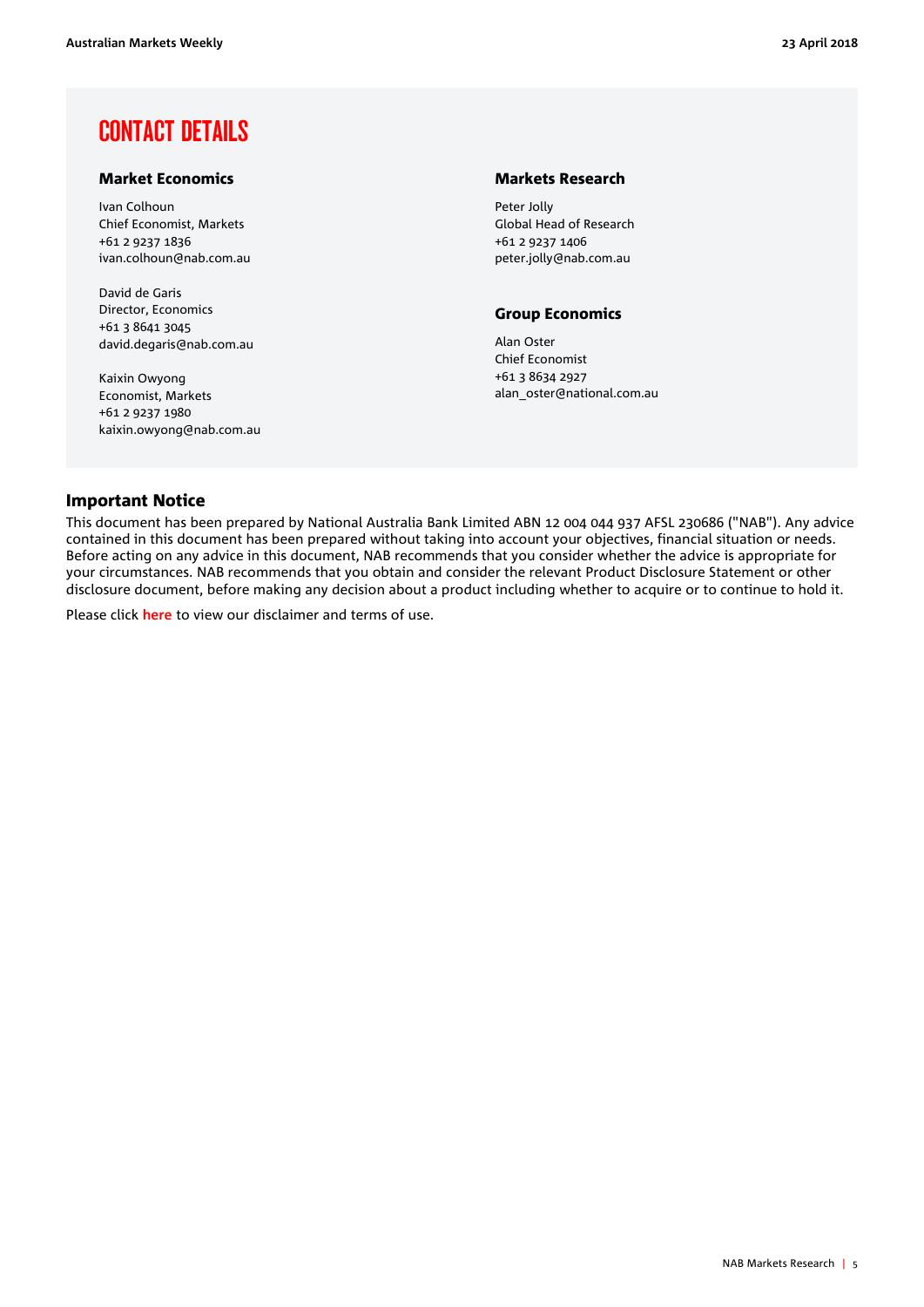# CONTACT DETAILS

### Market Economics

Ivan Colhoun
Chief Economist, Markets
+61 2 9237 1836
ivan.colhoun@nab.com.au

David de Garis
Director, Economics
+61 3 8641 3045
david.degaris@nab.com.au

Kaixin Owyong
Economist, Markets
+61 2 9237 1980
kaixin.owyong@nab.com.au

### Markets Research

Peter Jolly
Global Head of Research
+61 2 9237 1406
peter.jolly@nab.com.au

### Group Economics

Alan Oster
Chief Economist
+61 3 8634 2927
alan_oster@national.com.au

## Important Notice

This document has been prepared by National Australia Bank Limited ABN 12 004 044 937 AFSL 230686 ("NAB"). Any advice contained in this document has been prepared without taking into account your objectives, financial situation or needs. Before acting on any advice in this document, NAB recommends that you consider whether the advice is appropriate for your circumstances. NAB recommends that you obtain and consider the relevant Product Disclosure Statement or other disclosure document, before making any decision about a product including whether to acquire or to continue to hold it.

Please click **here** to view our disclaimer and terms of use.